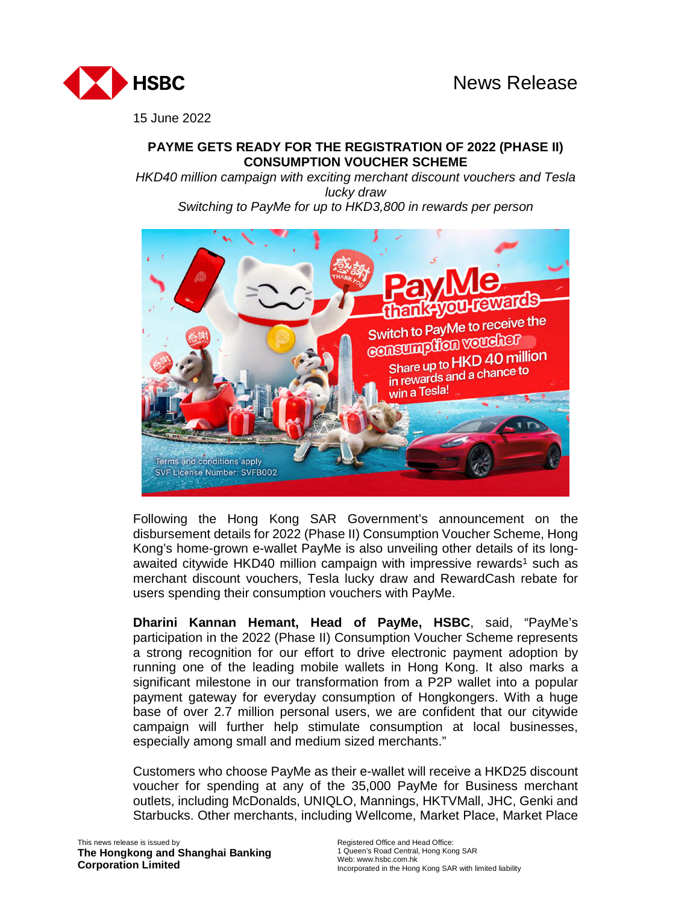News Release

15 June 2022

**PAYME GETS READY FOR THE REGISTRATION OF 2022 (PHASE II) CONSUMPTION VOUCHER SCHEME**

*HKD40 million campaign with exciting merchant discount vouchers and Tesla lucky draw*

*Switching to PayMe for up to HKD3,800 in rewards per person*

Following the Hong Kong SAR Government's announcement on the disbursement details for 2022 (Phase II) Consumption Voucher Scheme, Hong Kong's home-grown e-wallet PayMe is also unveiling other details of its long-awaited citywide HKD40 million campaign with impressive rewards[1] such as merchant discount vouchers, Tesla lucky draw and RewardCash rebate for users spending their consumption vouchers with PayMe.

**Dharini Kannan Hemant, Head of PayMe, HSBC**, said, "PayMe's participation in the 2022 (Phase II) Consumption Voucher Scheme represents a strong recognition for our effort to drive electronic payment adoption by running one of the leading mobile wallets in Hong Kong. It also marks a significant milestone in our transformation from a P2P wallet into a popular payment gateway for everyday consumption of Hongkongers. With a huge base of over 2.7 million personal users, we are confident that our citywide campaign will further help stimulate consumption at local businesses, especially among small and medium sized merchants."

Customers who choose PayMe as their e-wallet will receive a HKD25 discount voucher for spending at any of the 35,000 PayMe for Business merchant outlets, including McDonalds, UNIQLO, Mannings, HKTVMall, JHC, Genki and Starbucks. Other merchants, including Wellcome, Market Place, Market Place

This news release is issued by
**The Hongkong and Shanghai Banking Corporation Limited**

Registered Office and Head Office:
1 Queen's Road Central, Hong Kong SAR
Web: www.hsbc.com.hk
Incorporated in the Hong Kong SAR with limited liability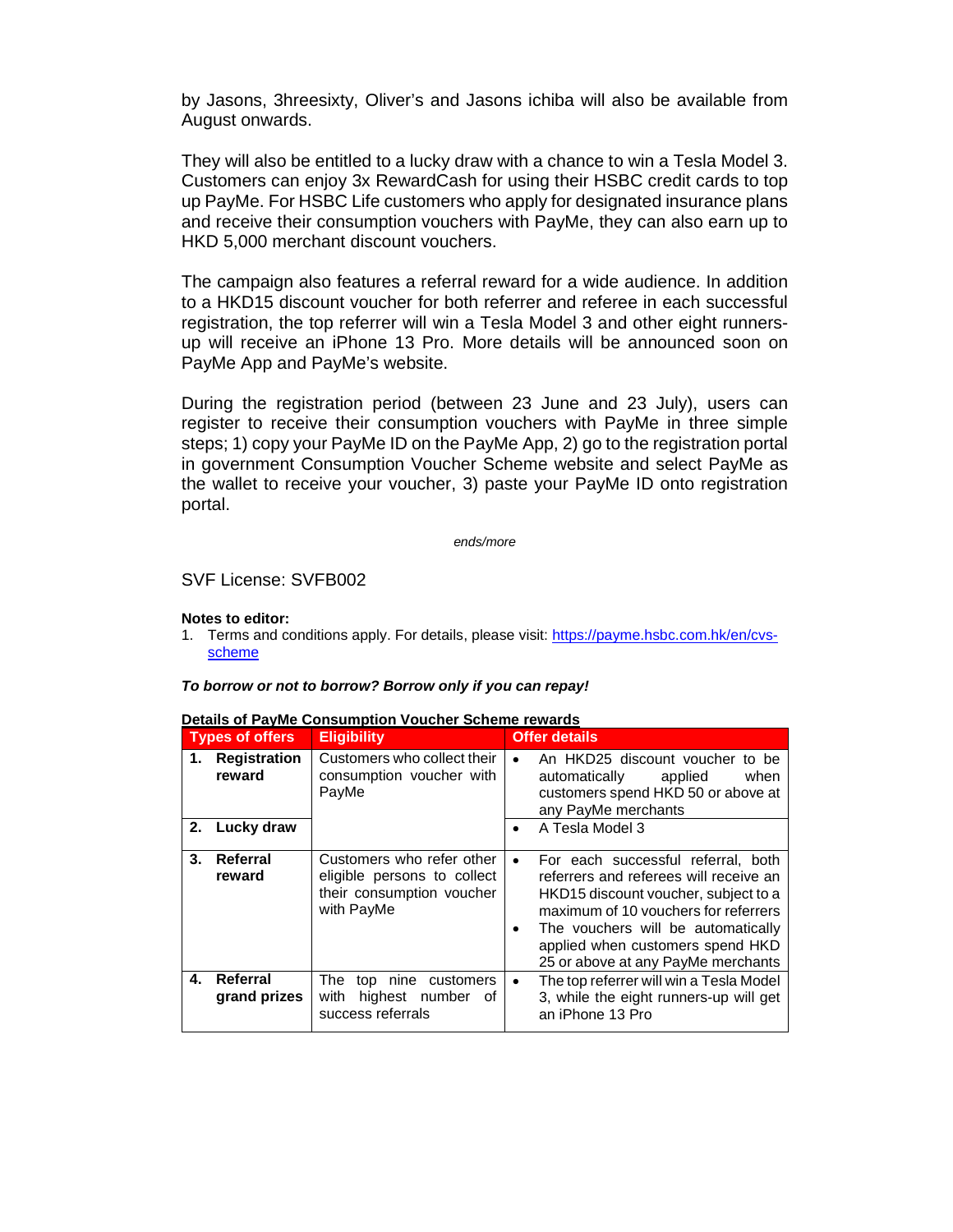by Jasons, 3hreesixty, Oliver's and Jasons ichiba will also be available from August onwards.

They will also be entitled to a lucky draw with a chance to win a Tesla Model 3. Customers can enjoy 3x RewardCash for using their HSBC credit cards to top up PayMe. For HSBC Life customers who apply for designated insurance plans and receive their consumption vouchers with PayMe, they can also earn up to HKD 5,000 merchant discount vouchers.

The campaign also features a referral reward for a wide audience. In addition to a HKD15 discount voucher for both referrer and referee in each successful registration, the top referrer will win a Tesla Model 3 and other eight runners-up will receive an iPhone 13 Pro. More details will be announced soon on PayMe App and PayMe's website.

During the registration period (between 23 June and 23 July), users can register to receive their consumption vouchers with PayMe in three simple steps; 1) copy your PayMe ID on the PayMe App, 2) go to the registration portal in government Consumption Voucher Scheme website and select PayMe as the wallet to receive your voucher, 3) paste your PayMe ID onto registration portal.

*ends/more*

SVF License: SVFB002

**Notes to editor:**

1. Terms and conditions apply. For details, please visit: https://payme.hsbc.com.hk/en/cvs-scheme

***To borrow or not to borrow? Borrow only if you can repay!***

**Details of PayMe Consumption Voucher Scheme rewards**

| Types of offers | Eligibility | Offer details |
|---|---|---|
| **1. Registration reward** | Customers who collect their consumption voucher with PayMe | • An HKD25 discount voucher to be automatically applied when customers spend HKD 50 or above at any PayMe merchants |
| **2. Lucky draw** | | • A Tesla Model 3 |
| **3. Referral reward** | Customers who refer other eligible persons to collect their consumption voucher with PayMe | • For each successful referral, both referrers and referees will receive an HKD15 discount voucher, subject to a maximum of 10 vouchers for referrers<br>• The vouchers will be automatically applied when customers spend HKD 25 or above at any PayMe merchants |
| **4. Referral grand prizes** | The top nine customers with highest number of success referrals | • The top referrer will win a Tesla Model 3, while the eight runners-up will get an iPhone 13 Pro |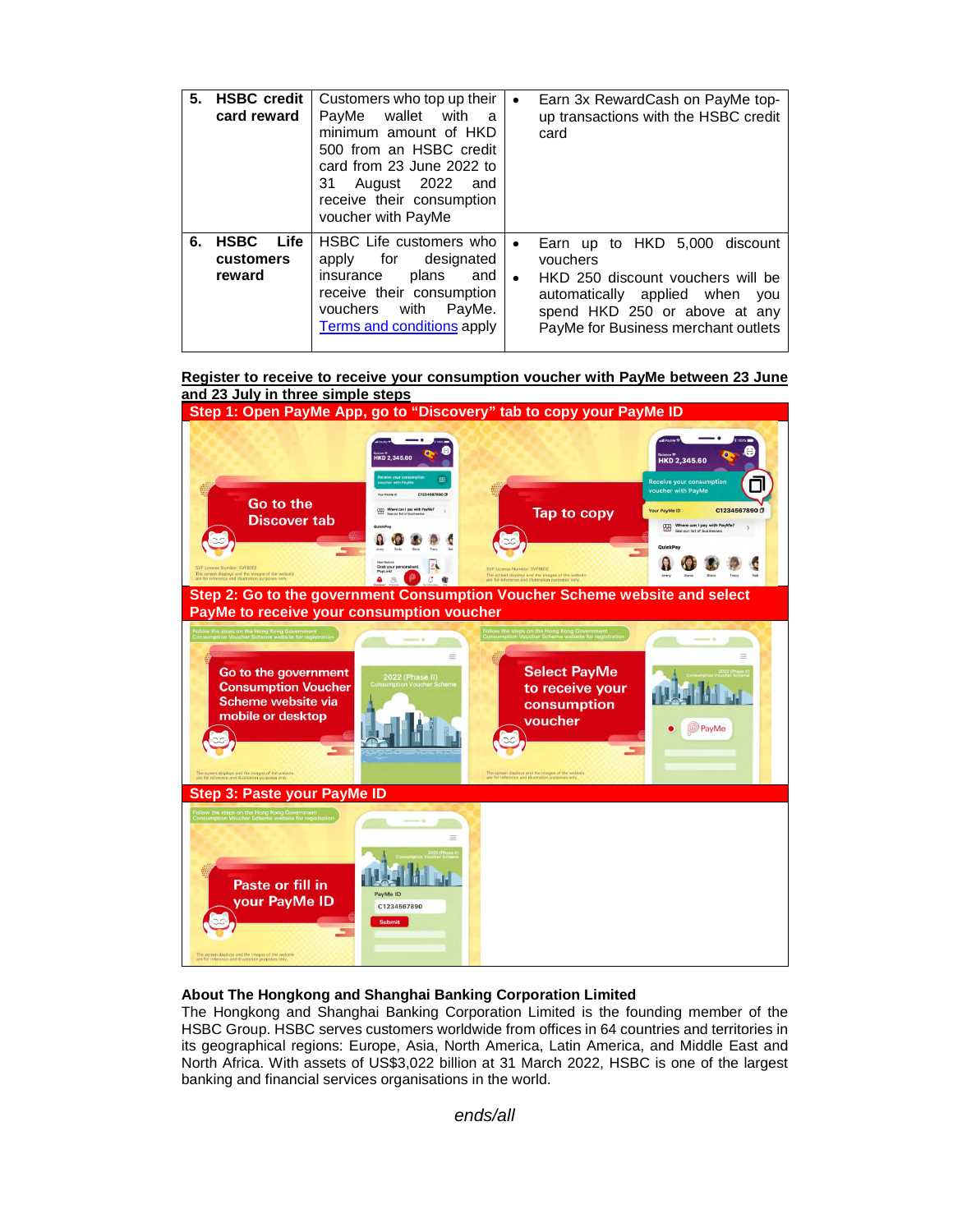| | | | |
|---|---|---|---|
| 5. | **HSBC credit card reward** | Customers who top up their PayMe wallet with a minimum amount of HKD 500 from an HSBC credit card from 23 June 2022 to 31 August 2022 and receive their consumption voucher with PayMe | • Earn 3x RewardCash on PayMe top-up transactions with the HSBC credit card |
| 6. | **HSBC Life customers reward** | HSBC Life customers who apply for designated insurance plans and receive their consumption vouchers with PayMe. Terms and conditions apply | • Earn up to HKD 5,000 discount vouchers<br>• HKD 250 discount vouchers will be automatically applied when you spend HKD 250 or above at any PayMe for Business merchant outlets |

**Register to receive to receive your consumption voucher with PayMe between 23 June and 23 July in three simple steps**

**Step 1: Open PayMe App, go to "Discovery" tab to copy your PayMe ID**

Go to the Discover tab

Tap to copy

**Step 2: Go to the government Consumption Voucher Scheme website and select PayMe to receive your consumption voucher**

Go to the government Consumption Voucher Scheme website via mobile or desktop

Select PayMe to receive your consumption voucher

**Step 3: Paste your PayMe ID**

Paste or fill in your PayMe ID

**About The Hongkong and Shanghai Banking Corporation Limited**

The Hongkong and Shanghai Banking Corporation Limited is the founding member of the HSBC Group. HSBC serves customers worldwide from offices in 64 countries and territories in its geographical regions: Europe, Asia, North America, Latin America, and Middle East and North Africa. With assets of US$3,022 billion at 31 March 2022, HSBC is one of the largest banking and financial services organisations in the world.

*ends/all*